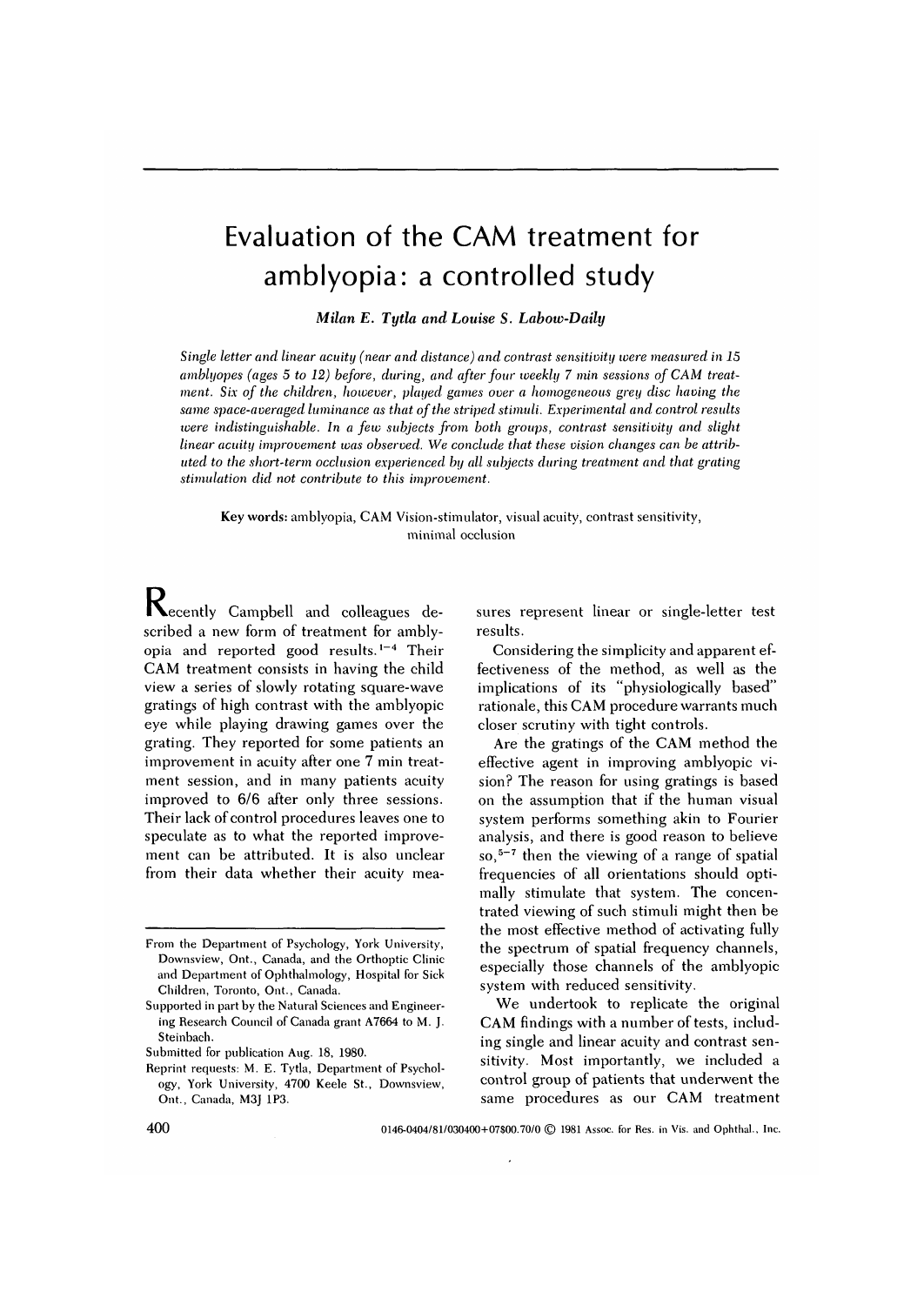# Evaluation of the CAM treatment for amblyopia: a controlled study

***Milan E. Tytla and Louise S. Labow-Daily***

*Single letter and linear acuity (near and distance) and contrast sensitivity were measured in 15 amblyopes (ages 5 to 12) before, during, and after four weekly 7 min sessions of CAM treatment. Six of the children, however, played games over a homogeneous grey disc having the same space-averaged luminance as that of the striped stimuli. Experimental and control results were indistinguishable. In a few subjects from both groups, contrast sensitivity and slight linear acuity improvement was observed. We conclude that these vision changes can be attributed to the short-term occlusion experienced by all subjects during treatment and that grating stimulation did not contribute to this improvement.*

**Key words:** amblyopia, CAM Vision-stimulator, visual acuity, contrast sensitivity, minimal occlusion

Recently Campbell and colleagues described a new form of treatment for amblyopia and reported good results.[1-4] Their CAM treatment consists in having the child view a series of slowly rotating square-wave gratings of high contrast with the amblyopic eye while playing drawing games over the grating. They reported for some patients an improvement in acuity after one 7 min treatment session, and in many patients acuity improved to 6/6 after only three sessions. Their lack of control procedures leaves one to speculate as to what the reported improvement can be attributed. It is also unclear from their data whether their acuity measures represent linear or single-letter test results.

Considering the simplicity and apparent effectiveness of the method, as well as the implications of its "physiologically based" rationale, this CAM procedure warrants much closer scrutiny with tight controls.

Are the gratings of the CAM method the effective agent in improving amblyopic vision? The reason for using gratings is based on the assumption that if the human visual system performs something akin to Fourier analysis, and there is good reason to believe so,[5-7] then the viewing of a range of spatial frequencies of all orientations should optimally stimulate that system. The concentrated viewing of such stimuli might then be the most effective method of activating fully the spectrum of spatial frequency channels, especially those channels of the amblyopic system with reduced sensitivity.

We undertook to replicate the original CAM findings with a number of tests, including single and linear acuity and contrast sensitivity. Most importantly, we included a control group of patients that underwent the same procedures as our CAM treatment

From the Department of Psychology, York University, Downsview, Ont., Canada, and the Orthoptic Clinic and Department of Ophthalmology, Hospital for Sick Children, Toronto, Ont., Canada.

Supported in part by the Natural Sciences and Engineering Research Council of Canada grant A7664 to M. J. Steinbach.

Submitted for publication Aug. 18, 1980.

Reprint requests: M. E. Tytla, Department of Psychology, York University, 4700 Keele St., Downsview, Ont., Canada, M3J 1P3.

0146-0404/81/030400+07$00.70/0 © 1981 Assoc. for Res. in Vis. and Ophthal., Inc.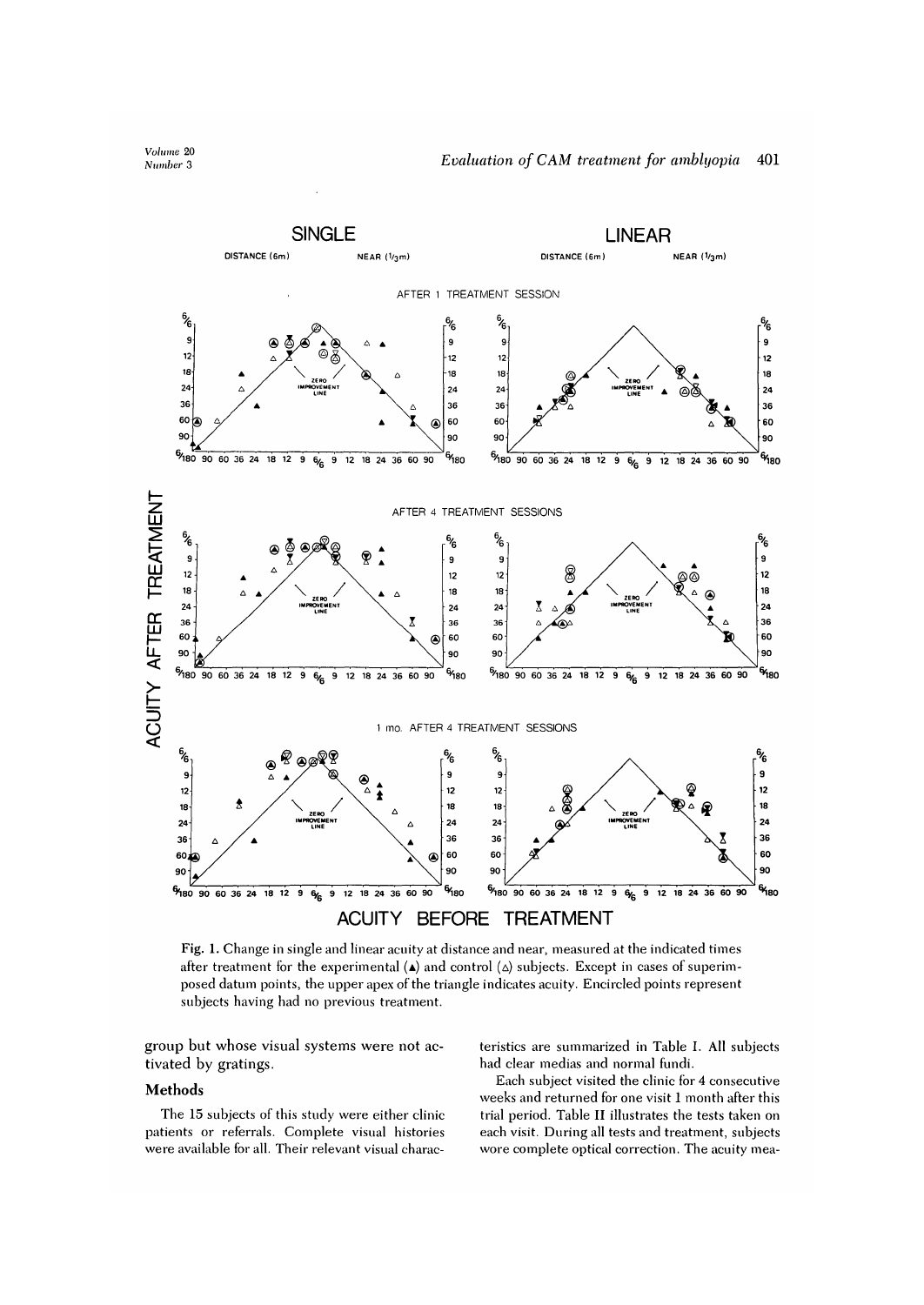**Fig. 1.** Change in single and linear acuity at distance and near, measured at the indicated times after treatment for the experimental (▲) and control (△) subjects. Except in cases of superimposed datum points, the upper apex of the triangle indicates acuity. Encircled points represent subjects having had no previous treatment.

group but whose visual systems were not activated by gratings.

## Methods

The 15 subjects of this study were either clinic patients or referrals. Complete visual histories were available for all. Their relevant visual characteristics are summarized in Table I. All subjects had clear medias and normal fundi.

Each subject visited the clinic for 4 consecutive weeks and returned for one visit 1 month after this trial period. Table II illustrates the tests taken on each visit. During all tests and treatment, subjects wore complete optical correction. The acuity mea-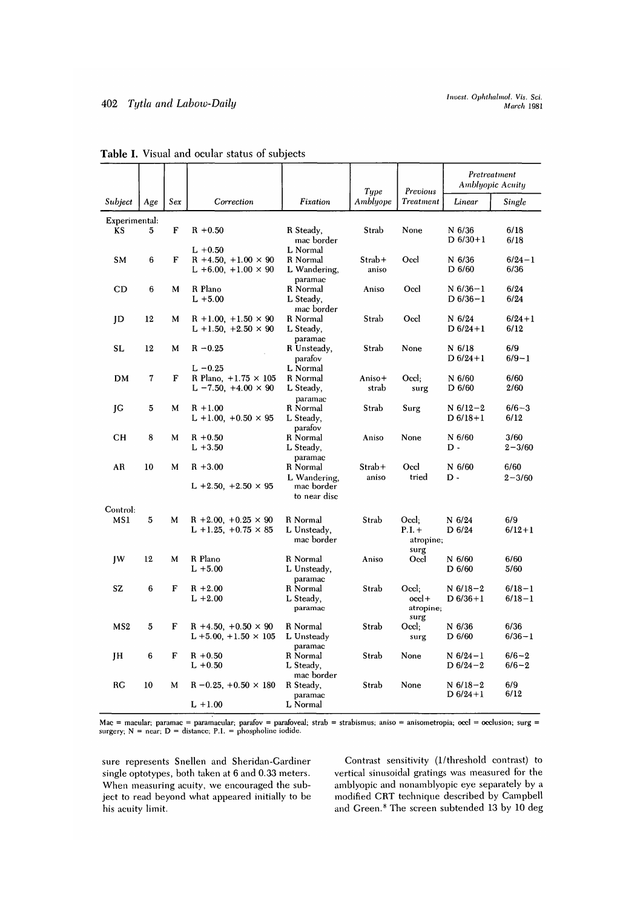**Table I.** Visual and ocular status of subjects

| Subject | Age | Sex | Correction | Fixation | Type Amblyope | Previous Treatment | Pretreatment Amblyopic Acuity | |
|---|---|---|---|---|---|---|---|---|
| | | | | | | | Linear | Single |
| Experimental: | | | | | | | | |
| KS | 5 | F | R +0.50 | R Steady, mac border | Strab | None | N 6/36 | 6/18 |
| | | | L +0.50 | L Normal | | | D 6/30+1 | 6/18 |
| SM | 6 | F | R +4.50, +1.00 × 90 | R Normal | Strab+ aniso | Occl | N 6/36 | 6/24−1 |
| | | | L +6.00, +1.00 × 90 | L Wandering, paramac | | | D 6/60 | 6/36 |
| CD | 6 | M | R Plano | R Normal | Aniso | Occl | N 6/36−1 | 6/24 |
| | | | L +5.00 | L Steady, mac border | | | D 6/36−1 | 6/24 |
| JD | 12 | M | R +1.00, +1.50 × 90 | R Normal | Strab | Occl | N 6/24 | 6/24+1 |
| | | | L +1.50, +2.50 × 90 | L Steady, paramac | | | D 6/24+1 | 6/12 |
| SL | 12 | M | R −0.25 | R Unsteady, parafov | Strab | None | N 6/18 | 6/9 |
| | | | L −0.25 | L Normal | | | D 6/24+1 | 6/9−1 |
| DM | 7 | F | R Plano, +1.75 × 105 | R Normal | Aniso+ strab | Occl; surg | N 6/60 | 6/60 |
| | | | L −7.50, +4.00 × 90 | L Steady, paramac | | | D 6/60 | 2/60 |
| JG | 5 | M | R +1.00 | R Normal | Strab | Surg | N 6/12−2 | 6/6−3 |
| | | | L +1.00, +0.50 × 95 | L Steady, parafov | | | D 6/18+1 | 6/12 |
| CH | 8 | M | R +0.50 | R Normal | Aniso | None | N 6/60 | 3/60 |
| | | | L +3.50 | L Steady, paramac | | | D - | 2−3/60 |
| AR | 10 | M | R +3.00 | R Normal | Strab+ aniso | Occl tried | N 6/60 | 6/60 |
| | | | L +2.50, +2.50 × 95 | L Wandering, mac border to near disc | | | D - | 2−3/60 |
| Control: | | | | | | | | |
| MS1 | 5 | M | R +2.00, +0.25 × 90 | R Normal | Strab | Occl; P.I. + atropine; surg | N 6/24 | 6/9 |
| | | | L +1.25, +0.75 × 85 | L Unsteady, mac border | | | D 6/24 | 6/12+1 |
| JW | 12 | M | R Plano | R Normal | Aniso | Occl | N 6/60 | 6/60 |
| | | | L +5.00 | L Unsteady, paramac | | | D 6/60 | 5/60 |
| SZ | 6 | F | R +2.00 | R Normal | Strab | Occl; occl+ atropine; surg | N 6/18−2 | 6/18−1 |
| | | | L +2.00 | L Steady, paramac | | | D 6/36+1 | 6/18−1 |
| MS2 | 5 | F | R +4.50, +0.50 × 90 | R Normal | Strab | Occl; surg | N 6/36 | 6/36 |
| | | | L +5.00, +1.50 × 105 | L Unsteady paramac | | | D 6/60 | 6/36−1 |
| JH | 6 | F | R +0.50 | R Normal | Strab | None | N 6/24−1 | 6/6−2 |
| | | | L +0.50 | L Steady, mac border | | | D 6/24−2 | 6/6−2 |
| RC | 10 | M | R −0.25, +0.50 × 180 | R Steady, paramac | Strab | None | N 6/18−2 | 6/9 |
| | | | L +1.00 | L Normal | | | D 6/24+1 | 6/12 |

Mac = macular; paramac = paramacular; parafov = parafoveal; strab = strabismus; aniso = anisometropia; occl = occlusion; surg = surgery; N = near; D = distance; P.I. = phospholine iodide.

sure represents Snellen and Sheridan-Gardiner single optotypes, both taken at 6 and 0.33 meters. When measuring acuity, we encouraged the subject to read beyond what appeared initially to be his acuity limit.

Contrast sensitivity (1/threshold contrast) to vertical sinusoidal gratings was measured for the amblyopic and nonamblyopic eye separately by a modified CRT technique described by Campbell and Green.[8] The screen subtended 13 by 10 deg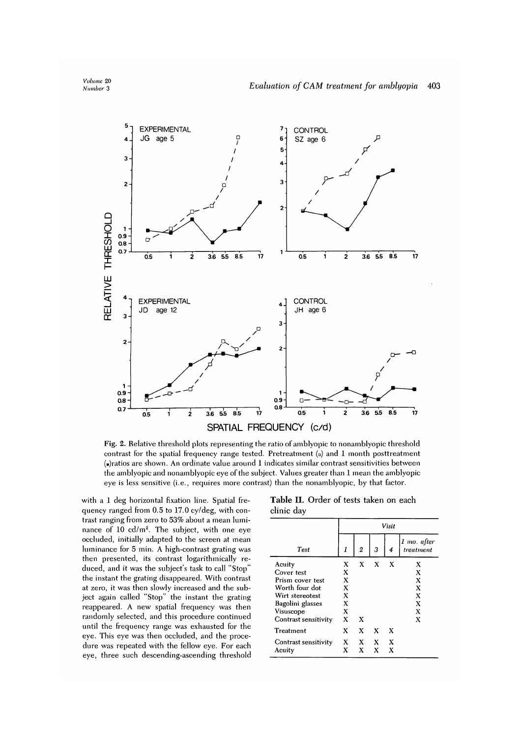Fig. 2. Relative threshold plots representing the ratio of amblyopic to nonamblyopic threshold contrast for the spatial frequency range tested. Pretreatment (▫) and 1 month posttreatment (▪)ratios are shown. An ordinate value around 1 indicates similar contrast sensitivities between the amblyopic and nonamblyopic eye of the subject. Values greater than 1 mean the amblyopic eye is less sensitive (i.e., requires more contrast) than the nonamblyopic, by that factor.

with a 1 deg horizontal fixation line. Spatial frequency ranged from 0.5 to 17.0 cy/deg, with contrast ranging from zero to 53% about a mean luminance of 10 cd/m$^2$. The subject, with one eye occluded, initially adapted to the screen at mean luminance for 5 min. A high-contrast grating was then presented, its contrast logarithmically reduced, and it was the subject's task to call "Stop" the instant the grating disappeared. With contrast at zero, it was then slowly increased and the subject again called "Stop" the instant the grating reappeared. A new spatial frequency was then randomly selected, and this procedure continued until the frequency range was exhausted for the eye. This eye was then occluded, and the procedure was repeated with the fellow eye. For each eye, three such descending-ascending threshold

**Table II.** Order of tests taken on each clinic day

| Test | Visit 1 | 2 | 3 | 4 | *1 mo. after treatment* |
|---|---|---|---|---|---|
| Acuity | X | X | X | X | X |
| Cover test | X | | | | X |
| Prism cover test | X | | | | X |
| Worth four dot | X | | | | X |
| Wirt stereotest | X | | | | X |
| Bagolini glasses | X | | | | X |
| Visuscope | X | | | | X |
| Contrast sensitivity | X | X | | | X |
| Treatment | X | X | X | X | |
| Contrast sensitivity | X | X | X | X | |
| Acuity | X | X | X | X | |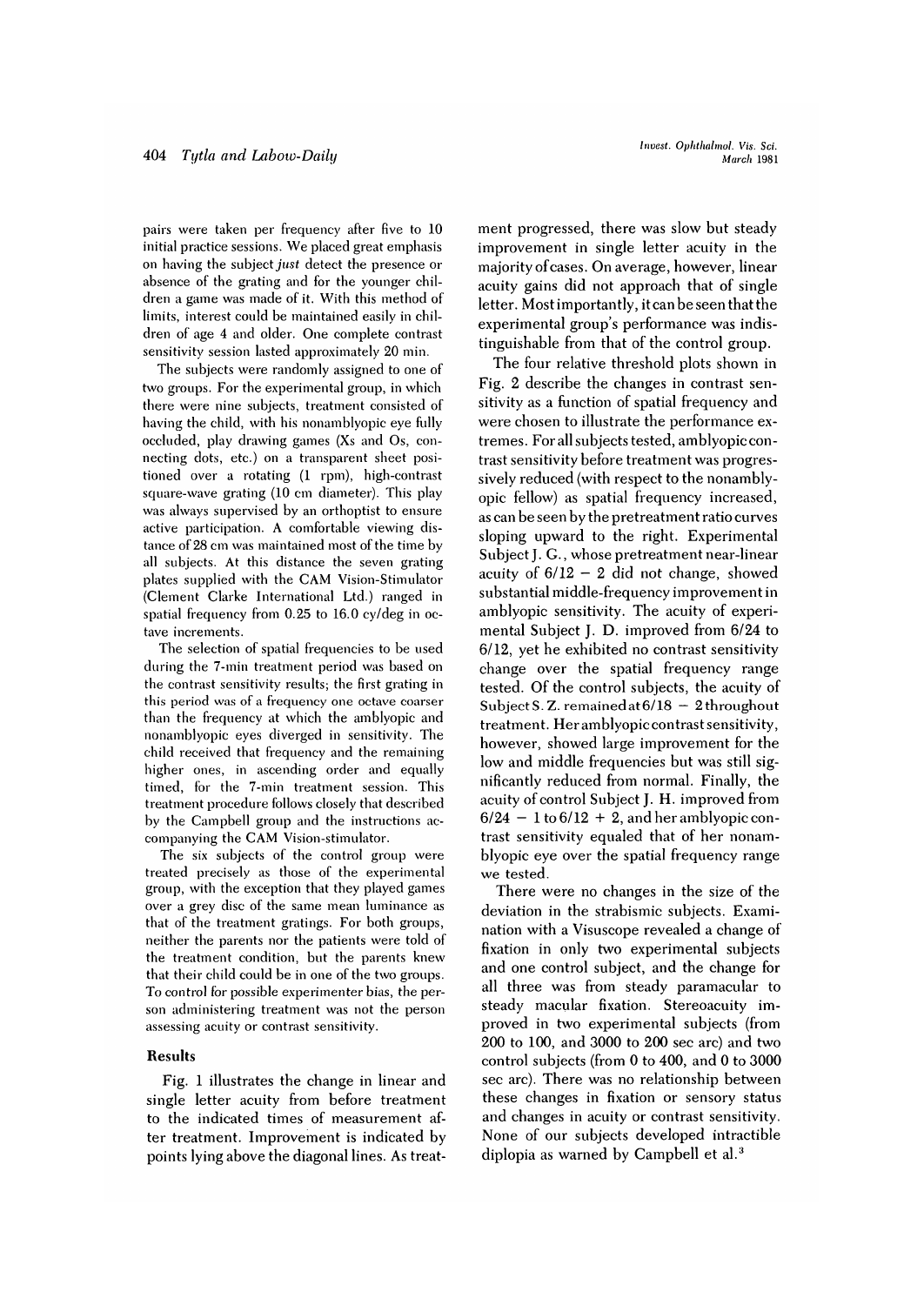pairs were taken per frequency after five to 10 initial practice sessions. We placed great emphasis on having the subject *just* detect the presence or absence of the grating and for the younger children a game was made of it. With this method of limits, interest could be maintained easily in children of age 4 and older. One complete contrast sensitivity session lasted approximately 20 min.

The subjects were randomly assigned to one of two groups. For the experimental group, in which there were nine subjects, treatment consisted of having the child, with his nonamblyopic eye fully occluded, play drawing games (Xs and Os, connecting dots, etc.) on a transparent sheet positioned over a rotating (1 rpm), high-contrast square-wave grating (10 cm diameter). This play was always supervised by an orthoptist to ensure active participation. A comfortable viewing distance of 28 cm was maintained most of the time by all subjects. At this distance the seven grating plates supplied with the CAM Vision-Stimulator (Clement Clarke International Ltd.) ranged in spatial frequency from 0.25 to 16.0 cy/deg in octave increments.

The selection of spatial frequencies to be used during the 7-min treatment period was based on the contrast sensitivity results; the first grating in this period was of a frequency one octave coarser than the frequency at which the amblyopic and nonamblyopic eyes diverged in sensitivity. The child received that frequency and the remaining higher ones, in ascending order and equally timed, for the 7-min treatment session. This treatment procedure follows closely that described by the Campbell group and the instructions accompanying the CAM Vision-stimulator.

The six subjects of the control group were treated precisely as those of the experimental group, with the exception that they played games over a grey disc of the same mean luminance as that of the treatment gratings. For both groups, neither the parents nor the patients were told of the treatment condition, but the parents knew that their child could be in one of the two groups. To control for possible experimenter bias, the person administering treatment was not the person assessing acuity or contrast sensitivity.

## Results

Fig. 1 illustrates the change in linear and single letter acuity from before treatment to the indicated times of measurement after treatment. Improvement is indicated by points lying above the diagonal lines. As treatment progressed, there was slow but steady improvement in single letter acuity in the majority of cases. On average, however, linear acuity gains did not approach that of single letter. Most importantly, it can be seen that the experimental group's performance was indistinguishable from that of the control group.

The four relative threshold plots shown in Fig. 2 describe the changes in contrast sensitivity as a function of spatial frequency and were chosen to illustrate the performance extremes. For all subjects tested, amblyopic contrast sensitivity before treatment was progressively reduced (with respect to the nonamblyopic fellow) as spatial frequency increased, as can be seen by the pretreatment ratio curves sloping upward to the right. Experimental Subject J. G., whose pretreatment near-linear acuity of 6/12 − 2 did not change, showed substantial middle-frequency improvement in amblyopic sensitivity. The acuity of experimental Subject J. D. improved from 6/24 to 6/12, yet he exhibited no contrast sensitivity change over the spatial frequency range tested. Of the control subjects, the acuity of Subject S. Z. remained at 6/18 − 2 throughout treatment. Her amblyopic contrast sensitivity, however, showed large improvement for the low and middle frequencies but was still significantly reduced from normal. Finally, the acuity of control Subject J. H. improved from 6/24 − 1 to 6/12 + 2, and her amblyopic contrast sensitivity equaled that of her nonamblyopic eye over the spatial frequency range we tested.

There were no changes in the size of the deviation in the strabismic subjects. Examination with a Visuscope revealed a change of fixation in only two experimental subjects and one control subject, and the change for all three was from steady paramacular to steady macular fixation. Stereoacuity improved in two experimental subjects (from 200 to 100, and 3000 to 200 sec arc) and two control subjects (from 0 to 400, and 0 to 3000 sec arc). There was no relationship between these changes in fixation or sensory status and changes in acuity or contrast sensitivity. None of our subjects developed intractible diplopia as warned by Campbell et al.[3]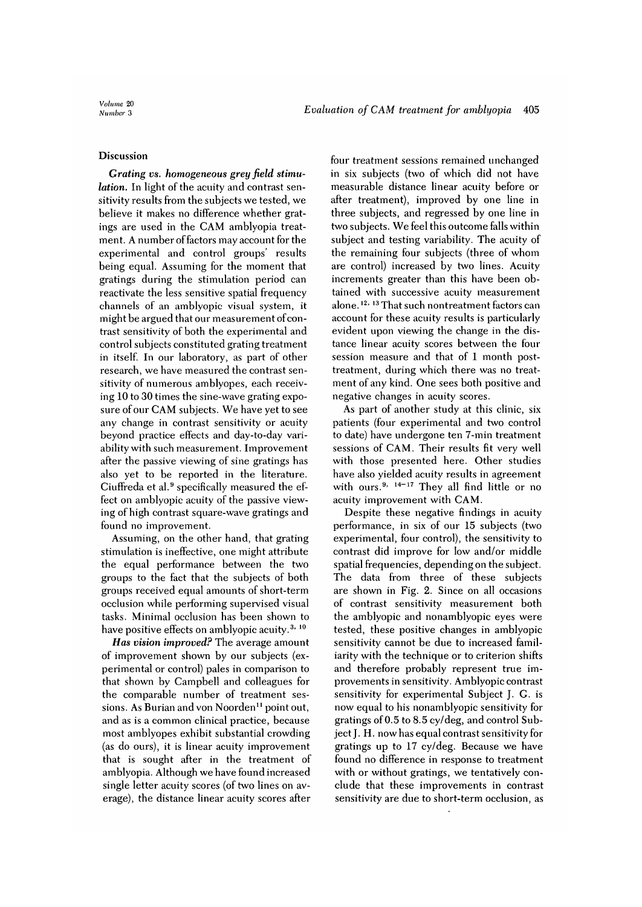## Discussion

***Grating vs. homogeneous grey field stimulation.*** In light of the acuity and contrast sensitivity results from the subjects we tested, we believe it makes no difference whether gratings are used in the CAM amblyopia treatment. A number of factors may account for the experimental and control groups' results being equal. Assuming for the moment that gratings during the stimulation period can reactivate the less sensitive spatial frequency channels of an amblyopic visual system, it might be argued that our measurement of contrast sensitivity of both the experimental and control subjects constituted grating treatment in itself. In our laboratory, as part of other research, we have measured the contrast sensitivity of numerous amblyopes, each receiving 10 to 30 times the sine-wave grating exposure of our CAM subjects. We have yet to see any change in contrast sensitivity or acuity beyond practice effects and day-to-day variability with such measurement. Improvement after the passive viewing of sine gratings has also yet to be reported in the literature. Ciuffreda et al.[9] specifically measured the effect on amblyopic acuity of the passive viewing of high contrast square-wave gratings and found no improvement.

Assuming, on the other hand, that grating stimulation is ineffective, one might attribute the equal performance between the two groups to the fact that the subjects of both groups received equal amounts of short-term occlusion while performing supervised visual tasks. Minimal occlusion has been shown to have positive effects on amblyopic acuity.[3, 10]

***Has vision improved?*** The average amount of improvement shown by our subjects (experimental or control) pales in comparison to that shown by Campbell and colleagues for the comparable number of treatment sessions. As Burian and von Noorden[11] point out, and as is a common clinical practice, because most amblyopes exhibit substantial crowding (as do ours), it is linear acuity improvement that is sought after in the treatment of amblyopia. Although we have found increased single letter acuity scores (of two lines on average), the distance linear acuity scores after four treatment sessions remained unchanged in six subjects (two of which did not have measurable distance linear acuity before or after treatment), improved by one line in three subjects, and regressed by one line in two subjects. We feel this outcome falls within subject and testing variability. The acuity of the remaining four subjects (three of whom are control) increased by two lines. Acuity increments greater than this have been obtained with successive acuity measurement alone.[12, 13] That such nontreatment factors can account for these acuity results is particularly evident upon viewing the change in the distance linear acuity scores between the four session measure and that of 1 month post-treatment, during which there was no treatment of any kind. One sees both positive and negative changes in acuity scores.

As part of another study at this clinic, six patients (four experimental and two control to date) have undergone ten 7-min treatment sessions of CAM. Their results fit very well with those presented here. Other studies have also yielded acuity results in agreement with ours.[9, 14–17] They all find little or no acuity improvement with CAM.

Despite these negative findings in acuity performance, in six of our 15 subjects (two experimental, four control), the sensitivity to contrast did improve for low and/or middle spatial frequencies, depending on the subject. The data from three of these subjects are shown in Fig. 2. Since on all occasions of contrast sensitivity measurement both the amblyopic and nonamblyopic eyes were tested, these positive changes in amblyopic sensitivity cannot be due to increased familiarity with the technique or to criterion shifts and therefore probably represent true improvements in sensitivity. Amblyopic contrast sensitivity for experimental Subject J. G. is now equal to his nonamblyopic sensitivity for gratings of 0.5 to 8.5 cy/deg, and control Subject J. H. now has equal contrast sensitivity for gratings up to 17 cy/deg. Because we have found no difference in response to treatment with or without gratings, we tentatively conclude that these improvements in contrast sensitivity are due to short-term occlusion, as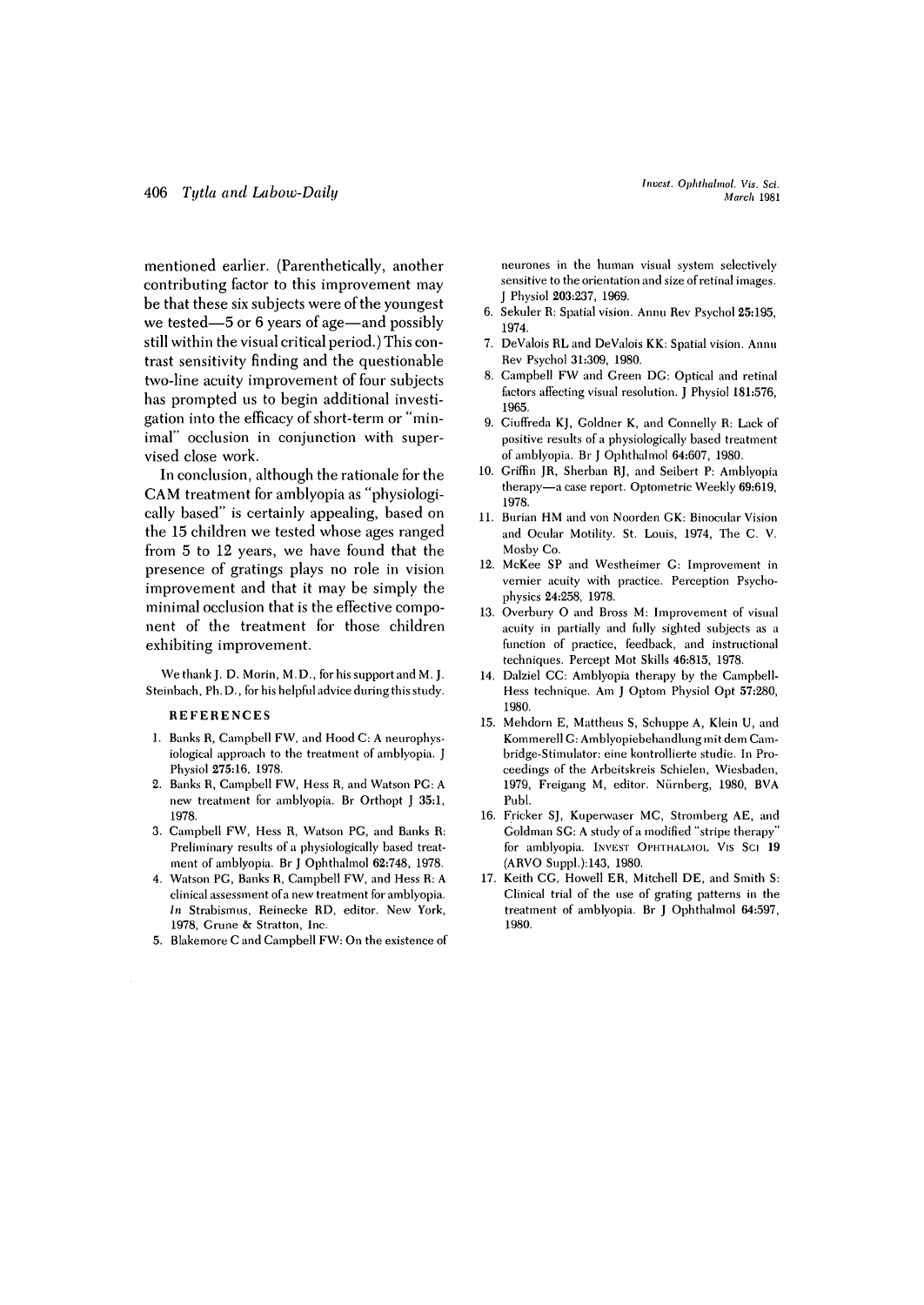mentioned earlier. (Parenthetically, another contributing factor to this improvement may be that these six subjects were of the youngest we tested—5 or 6 years of age—and possibly still within the visual critical period.) This contrast sensitivity finding and the questionable two-line acuity improvement of four subjects has prompted us to begin additional investigation into the efficacy of short-term or "minimal" occlusion in conjunction with supervised close work.

In conclusion, although the rationale for the CAM treatment for amblyopia as "physiologically based" is certainly appealing, based on the 15 children we tested whose ages ranged from 5 to 12 years, we have found that the presence of gratings plays no role in vision improvement and that it may be simply the minimal occlusion that is the effective component of the treatment for those children exhibiting improvement.

We thank J. D. Morin, M.D., for his support and M. J. Steinbach, Ph.D., for his helpful advice during this study.

## REFERENCES

1. Banks R, Campbell FW, and Hood C: A neurophysiological approach to the treatment of amblyopia. J Physiol 275:16, 1978.
2. Banks R, Campbell FW, Hess R, and Watson PG: A new treatment for amblyopia. Br Orthopt J 35:1, 1978.
3. Campbell FW, Hess R, Watson PG, and Banks R: Preliminary results of a physiologically based treatment of amblyopia. Br J Ophthalmol 62:748, 1978.
4. Watson PG, Banks R, Campbell FW, and Hess R: A clinical assessment of a new treatment for amblyopia. *In* Strabismus, Reinecke RD, editor. New York, 1978, Grune & Stratton, Inc.
5. Blakemore C and Campbell FW: On the existence of neurones in the human visual system selectively sensitive to the orientation and size of retinal images. J Physiol 203:237, 1969.
6. Sekuler R: Spatial vision. Annu Rev Psychol 25:195, 1974.
7. DeValois RL and DeValois KK: Spatial vision. Annu Rev Psychol 31:309, 1980.
8. Campbell FW and Green DG: Optical and retinal factors affecting visual resolution. J Physiol 181:576, 1965.
9. Ciuffreda KJ, Goldner K, and Connelly R: Lack of positive results of a physiologically based treatment of amblyopia. Br J Ophthalmol 64:607, 1980.
10. Griffin JR, Sherban RJ, and Seibert P: Amblyopia therapy—a case report. Optometric Weekly 69:619, 1978.
11. Burian HM and von Noorden GK: Binocular Vision and Ocular Motility. St. Louis, 1974, The C. V. Mosby Co.
12. McKee SP and Westheimer G: Improvement in vernier acuity with practice. Perception Psychophysics 24:258, 1978.
13. Overbury O and Bross M: Improvement of visual acuity in partially and fully sighted subjects as a function of practice, feedback, and instructional techniques. Percept Mot Skills 46:815, 1978.
14. Dalziel CC: Amblyopia therapy by the Campbell-Hess technique. Am J Optom Physiol Opt 57:280, 1980.
15. Mehdorn E, Mattheus S, Schuppe A, Klein U, and Kommerell G: Amblyopiebehandlung mit dem Cambridge-Stimulator: eine kontrollierte studie. In Proceedings of the Arbeitskreis Schielen, Wiesbaden, 1979, Freigang M, editor. Nürnberg, 1980, BVA Publ.
16. Fricker SJ, Kuperwaser MC, Stromberg AE, and Goldman SG: A study of a modified "stripe therapy" for amblyopia. INVEST OPHTHALMOL VIS SCI 19 (ARVO Suppl.):143, 1980.
17. Keith CG, Howell ER, Mitchell DE, and Smith S: Clinical trial of the use of grating patterns in the treatment of amblyopia. Br J Ophthalmol 64:597, 1980.